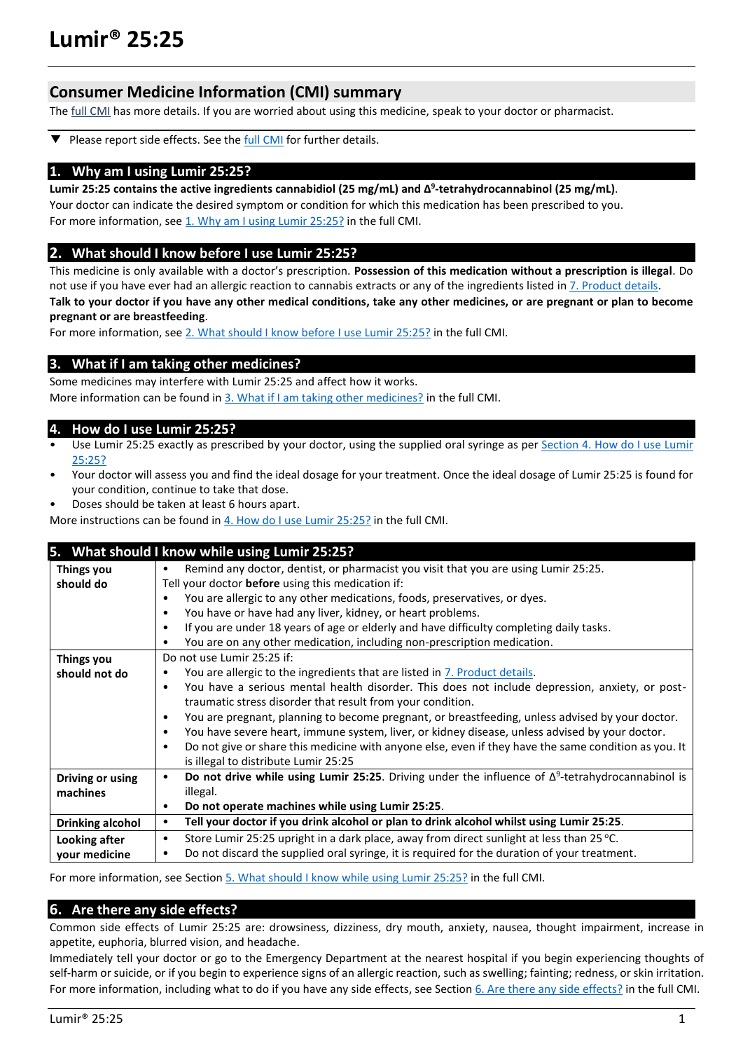# Lumir® 25:25

## Consumer Medicine Information (CMI) summary

The full CMI has more details. If you are worried about using this medicine, speak to your doctor or pharmacist.

▼ Please report side effects. See the full CMI for further details.

### 1. Why am I using Lumir 25:25?

**Lumir 25:25 contains the active ingredients cannabidiol (25 mg/mL) and Δ$^9$-tetrahydrocannabinol (25 mg/mL)**.
Your doctor can indicate the desired symptom or condition for which this medication has been prescribed to you.
For more information, see 1. Why am I using Lumir 25:25? in the full CMI.

### 2. What should I know before I use Lumir 25:25?

This medicine is only available with a doctor's prescription. **Possession of this medication without a prescription is illegal**. Do not use if you have ever had an allergic reaction to cannabis extracts or any of the ingredients listed in 7. Product details.
**Talk to your doctor if you have any other medical conditions, take any other medicines, or are pregnant or plan to become pregnant or are breastfeeding**.
For more information, see 2. What should I know before I use Lumir 25:25? in the full CMI.

### 3. What if I am taking other medicines?

Some medicines may interfere with Lumir 25:25 and affect how it works.
More information can be found in 3. What if I am taking other medicines? in the full CMI.

### 4. How do I use Lumir 25:25?

- Use Lumir 25:25 exactly as prescribed by your doctor, using the supplied oral syringe as per Section 4. How do I use Lumir 25:25?
- Your doctor will assess you and find the ideal dosage for your treatment. Once the ideal dosage of Lumir 25:25 is found for your condition, continue to take that dose.
- Doses should be taken at least 6 hours apart.

More instructions can be found in 4. How do I use Lumir 25:25? in the full CMI.

### 5. What should I know while using Lumir 25:25?

| | |
|---|---|
| **Things you should do** | • Remind any doctor, dentist, or pharmacist you visit that you are using Lumir 25:25.<br>Tell your doctor **before** using this medication if:<br>• You are allergic to any other medications, foods, preservatives, or dyes.<br>• You have or have had any liver, kidney, or heart problems.<br>• If you are under 18 years of age or elderly and have difficulty completing daily tasks.<br>• You are on any other medication, including non-prescription medication. |
| **Things you should not do** | Do not use Lumir 25:25 if:<br>• You are allergic to the ingredients that are listed in 7. Product details.<br>• You have a serious mental health disorder. This does not include depression, anxiety, or post-traumatic stress disorder that result from your condition.<br>• You are pregnant, planning to become pregnant, or breastfeeding, unless advised by your doctor.<br>• You have severe heart, immune system, liver, or kidney disease, unless advised by your doctor.<br>• Do not give or share this medicine with anyone else, even if they have the same condition as you. It is illegal to distribute Lumir 25:25 |
| **Driving or using machines** | • **Do not drive while using Lumir 25:25**. Driving under the influence of Δ$^9$-tetrahydrocannabinol is illegal.<br>• **Do not operate machines while using Lumir 25:25**. |
| **Drinking alcohol** | • **Tell your doctor if you drink alcohol or plan to drink alcohol whilst using Lumir 25:25**. |
| **Looking after your medicine** | • Store Lumir 25:25 upright in a dark place, away from direct sunlight at less than 25 °C.<br>• Do not discard the supplied oral syringe, it is required for the duration of your treatment. |

For more information, see Section 5. What should I know while using Lumir 25:25? in the full CMI.

### 6. Are there any side effects?

Common side effects of Lumir 25:25 are: drowsiness, dizziness, dry mouth, anxiety, nausea, thought impairment, increase in appetite, euphoria, blurred vision, and headache.
Immediately tell your doctor or go to the Emergency Department at the nearest hospital if you begin experiencing thoughts of self-harm or suicide, or if you begin to experience signs of an allergic reaction, such as swelling; fainting; redness, or skin irritation.
For more information, including what to do if you have any side effects, see Section 6. Are there any side effects? in the full CMI.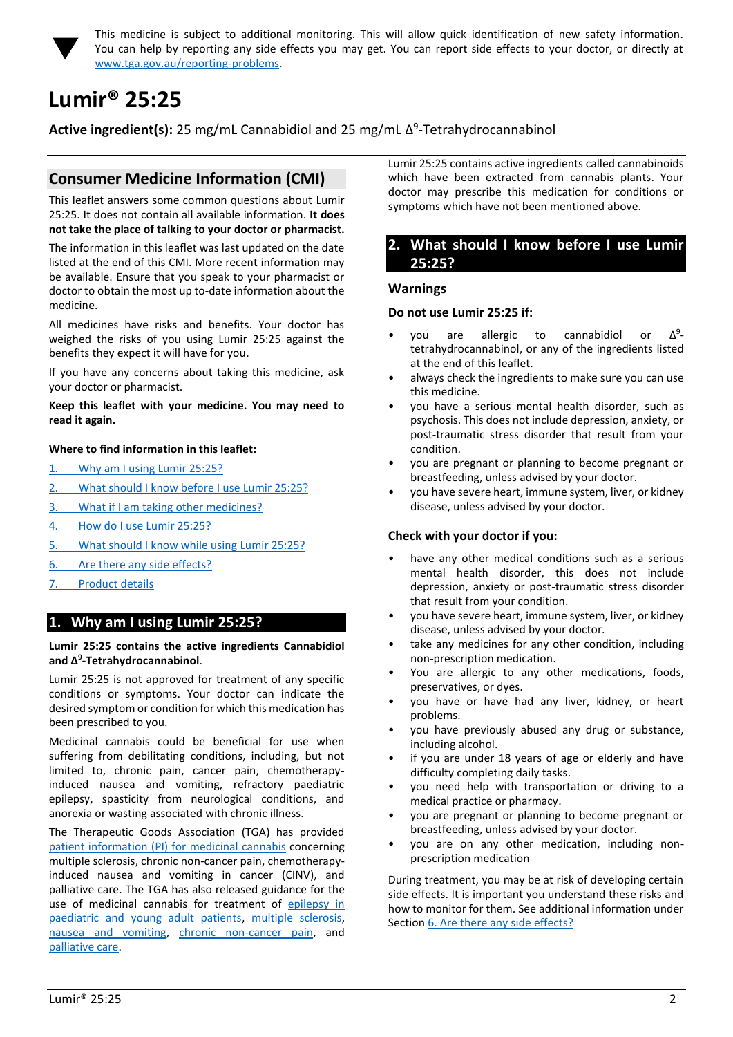▼ This medicine is subject to additional monitoring. This will allow quick identification of new safety information. You can help by reporting any side effects you may get. You can report side effects to your doctor, or directly at www.tga.gov.au/reporting-problems.

# Lumir® 25:25

**Active ingredient(s):** 25 mg/mL Cannabidiol and 25 mg/mL $\Delta^9$-Tetrahydrocannabinol

## Consumer Medicine Information (CMI)

This leaflet answers some common questions about Lumir 25:25. It does not contain all available information. **It does not take the place of talking to your doctor or pharmacist.**

The information in this leaflet was last updated on the date listed at the end of this CMI. More recent information may be available. Ensure that you speak to your pharmacist or doctor to obtain the most up to-date information about the medicine.

All medicines have risks and benefits. Your doctor has weighed the risks of you using Lumir 25:25 against the benefits they expect it will have for you.

If you have any concerns about taking this medicine, ask your doctor or pharmacist.

**Keep this leaflet with your medicine. You may need to read it again.**

**Where to find information in this leaflet:**

1. Why am I using Lumir 25:25?
2. What should I know before I use Lumir 25:25?
3. What if I am taking other medicines?
4. How do I use Lumir 25:25?
5. What should I know while using Lumir 25:25?
6. Are there any side effects?
7. Product details

## 1. Why am I using Lumir 25:25?

**Lumir 25:25 contains the active ingredients Cannabidiol and $\Delta^9$-Tetrahydrocannabinol**.

Lumir 25:25 is not approved for treatment of any specific conditions or symptoms. Your doctor can indicate the desired symptom or condition for which this medication has been prescribed to you.

Medicinal cannabis could be beneficial for use when suffering from debilitating conditions, including, but not limited to, chronic pain, cancer pain, chemotherapy-induced nausea and vomiting, refractory paediatric epilepsy, spasticity from neurological conditions, and anorexia or wasting associated with chronic illness.

The Therapeutic Goods Association (TGA) has provided patient information (PI) for medicinal cannabis concerning multiple sclerosis, chronic non-cancer pain, chemotherapy-induced nausea and vomiting in cancer (CINV), and palliative care. The TGA has also released guidance for the use of medicinal cannabis for treatment of epilepsy in paediatric and young adult patients, multiple sclerosis, nausea and vomiting, chronic non-cancer pain, and palliative care.

Lumir 25:25 contains active ingredients called cannabinoids which have been extracted from cannabis plants. Your doctor may prescribe this medication for conditions or symptoms which have not been mentioned above.

## 2. What should I know before I use Lumir 25:25?

### Warnings

**Do not use Lumir 25:25 if:**

- you are allergic to cannabidiol or $\Delta^9$-tetrahydrocannabinol, or any of the ingredients listed at the end of this leaflet.
- always check the ingredients to make sure you can use this medicine.
- you have a serious mental health disorder, such as psychosis. This does not include depression, anxiety, or post-traumatic stress disorder that result from your condition.
- you are pregnant or planning to become pregnant or breastfeeding, unless advised by your doctor.
- you have severe heart, immune system, liver, or kidney disease, unless advised by your doctor.

**Check with your doctor if you:**

- have any other medical conditions such as a serious mental health disorder, this does not include depression, anxiety or post-traumatic stress disorder that result from your condition.
- you have severe heart, immune system, liver, or kidney disease, unless advised by your doctor.
- take any medicines for any other condition, including non-prescription medication.
- You are allergic to any other medications, foods, preservatives, or dyes.
- you have or have had any liver, kidney, or heart problems.
- you have previously abused any drug or substance, including alcohol.
- if you are under 18 years of age or elderly and have difficulty completing daily tasks.
- you need help with transportation or driving to a medical practice or pharmacy.
- you are pregnant or planning to become pregnant or breastfeeding, unless advised by your doctor.
- you are on any other medication, including non-prescription medication

During treatment, you may be at risk of developing certain side effects. It is important you understand these risks and how to monitor for them. See additional information under Section 6. Are there any side effects?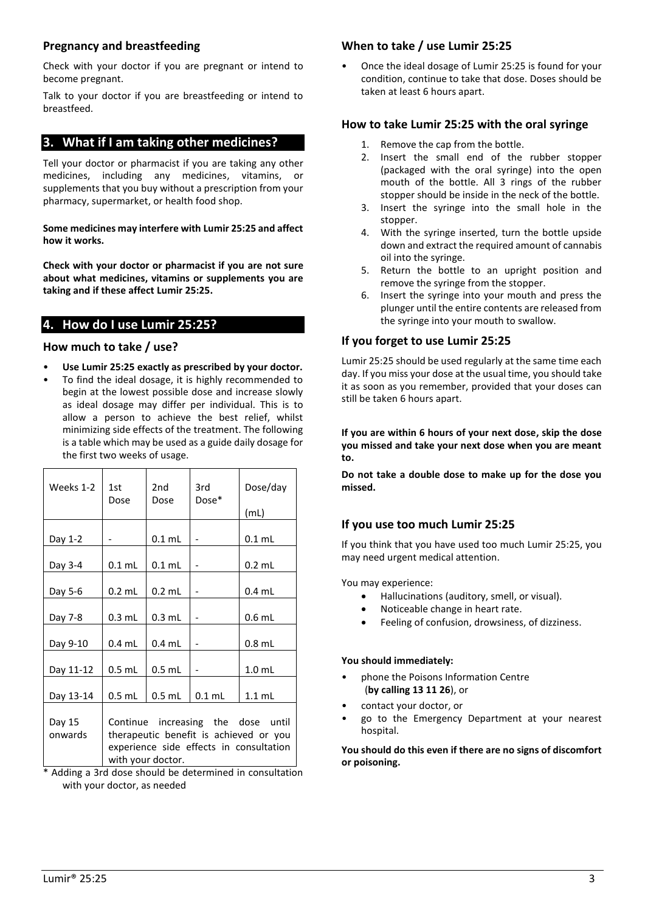### Pregnancy and breastfeeding

Check with your doctor if you are pregnant or intend to become pregnant.

Talk to your doctor if you are breastfeeding or intend to breastfeed.

## 3. What if I am taking other medicines?

Tell your doctor or pharmacist if you are taking any other medicines, including any medicines, vitamins, or supplements that you buy without a prescription from your pharmacy, supermarket, or health food shop.

**Some medicines may interfere with Lumir 25:25 and affect how it works.**

**Check with your doctor or pharmacist if you are not sure about what medicines, vitamins or supplements you are taking and if these affect Lumir 25:25.**

## 4. How do I use Lumir 25:25?

### How much to take / use?

- **Use Lumir 25:25 exactly as prescribed by your doctor.**
- To find the ideal dosage, it is highly recommended to begin at the lowest possible dose and increase slowly as ideal dosage may differ per individual. This is to allow a person to achieve the best relief, whilst minimizing side effects of the treatment. The following is a table which may be used as a guide daily dosage for the first two weeks of usage.

| Weeks 1-2 | 1st Dose | 2nd Dose | 3rd Dose* | Dose/day (mL) |
|---|---|---|---|---|
| Day 1-2 | - | 0.1 mL | - | 0.1 mL |
| Day 3-4 | 0.1 mL | 0.1 mL | - | 0.2 mL |
| Day 5-6 | 0.2 mL | 0.2 mL | - | 0.4 mL |
| Day 7-8 | 0.3 mL | 0.3 mL | - | 0.6 mL |
| Day 9-10 | 0.4 mL | 0.4 mL | - | 0.8 mL |
| Day 11-12 | 0.5 mL | 0.5 mL | - | 1.0 mL |
| Day 13-14 | 0.5 mL | 0.5 mL | 0.1 mL | 1.1 mL |
| Day 15 onwards | Continue increasing the dose until therapeutic benefit is achieved or you experience side effects in consultation with your doctor. | | | |

\* Adding a 3rd dose should be determined in consultation with your doctor, as needed

### When to take / use Lumir 25:25

- Once the ideal dosage of Lumir 25:25 is found for your condition, continue to take that dose. Doses should be taken at least 6 hours apart.

### How to take Lumir 25:25 with the oral syringe

1. Remove the cap from the bottle.
2. Insert the small end of the rubber stopper (packaged with the oral syringe) into the open mouth of the bottle. All 3 rings of the rubber stopper should be inside in the neck of the bottle.
3. Insert the syringe into the small hole in the stopper.
4. With the syringe inserted, turn the bottle upside down and extract the required amount of cannabis oil into the syringe.
5. Return the bottle to an upright position and remove the syringe from the stopper.
6. Insert the syringe into your mouth and press the plunger until the entire contents are released from the syringe into your mouth to swallow.

### If you forget to use Lumir 25:25

Lumir 25:25 should be used regularly at the same time each day. If you miss your dose at the usual time, you should take it as soon as you remember, provided that your doses can still be taken 6 hours apart.

**If you are within 6 hours of your next dose, skip the dose you missed and take your next dose when you are meant to.**

**Do not take a double dose to make up for the dose you missed.**

### If you use too much Lumir 25:25

If you think that you have used too much Lumir 25:25, you may need urgent medical attention.

You may experience:

- Hallucinations (auditory, smell, or visual).
- Noticeable change in heart rate.
- Feeling of confusion, drowsiness, of dizziness.

**You should immediately:**

- phone the Poisons Information Centre (**by calling 13 11 26**), or
- contact your doctor, or
- go to the Emergency Department at your nearest hospital.

**You should do this even if there are no signs of discomfort or poisoning.**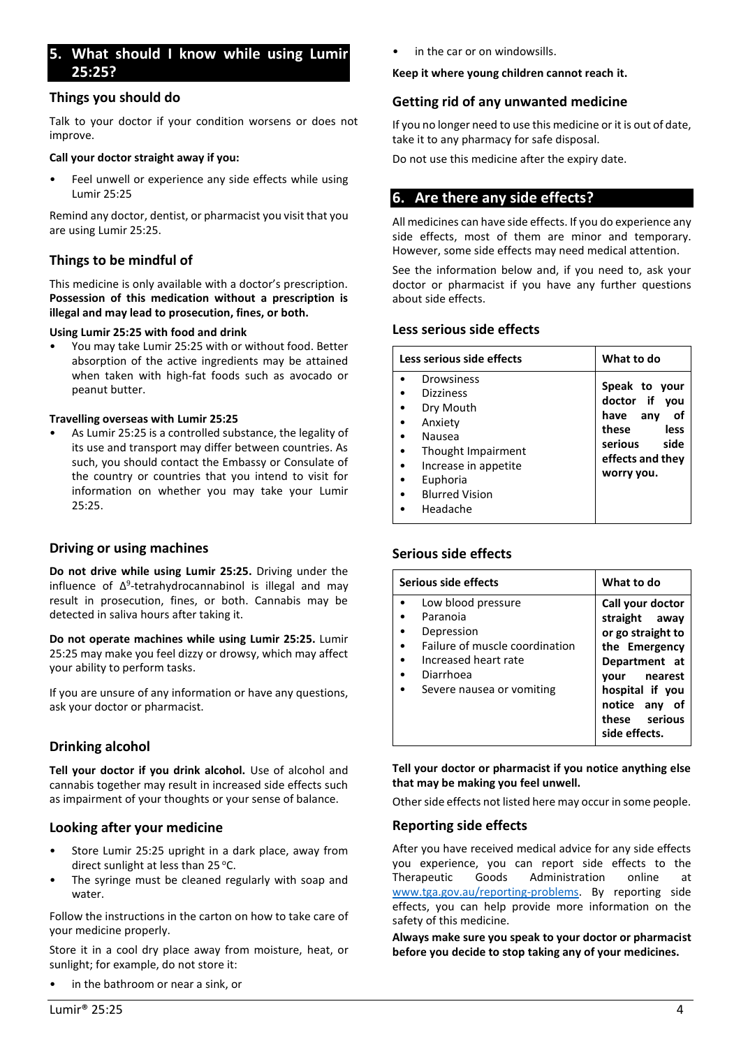## 5. What should I know while using Lumir 25:25?

### Things you should do

Talk to your doctor if your condition worsens or does not improve.

**Call your doctor straight away if you:**

- Feel unwell or experience any side effects while using Lumir 25:25

Remind any doctor, dentist, or pharmacist you visit that you are using Lumir 25:25.

### Things to be mindful of

This medicine is only available with a doctor's prescription. **Possession of this medication without a prescription is illegal and may lead to prosecution, fines, or both.**

**Using Lumir 25:25 with food and drink**

- You may take Lumir 25:25 with or without food. Better absorption of the active ingredients may be attained when taken with high-fat foods such as avocado or peanut butter.

**Travelling overseas with Lumir 25:25**

- As Lumir 25:25 is a controlled substance, the legality of its use and transport may differ between countries. As such, you should contact the Embassy or Consulate of the country or countries that you intend to visit for information on whether you may take your Lumir 25:25.

### Driving or using machines

**Do not drive while using Lumir 25:25.** Driving under the influence of $\Delta^9$-tetrahydrocannabinol is illegal and may result in prosecution, fines, or both. Cannabis may be detected in saliva hours after taking it.

**Do not operate machines while using Lumir 25:25.** Lumir 25:25 may make you feel dizzy or drowsy, which may affect your ability to perform tasks.

If you are unsure of any information or have any questions, ask your doctor or pharmacist.

### Drinking alcohol

**Tell your doctor if you drink alcohol.** Use of alcohol and cannabis together may result in increased side effects such as impairment of your thoughts or your sense of balance.

### Looking after your medicine

- Store Lumir 25:25 upright in a dark place, away from direct sunlight at less than 25 °C.
- The syringe must be cleaned regularly with soap and water.

Follow the instructions in the carton on how to take care of your medicine properly.

Store it in a cool dry place away from moisture, heat, or sunlight; for example, do not store it:

- in the bathroom or near a sink, or
- in the car or on windowsills.

**Keep it where young children cannot reach it.**

### Getting rid of any unwanted medicine

If you no longer need to use this medicine or it is out of date, take it to any pharmacy for safe disposal.

Do not use this medicine after the expiry date.

## 6. Are there any side effects?

All medicines can have side effects. If you do experience any side effects, most of them are minor and temporary. However, some side effects may need medical attention.

See the information below and, if you need to, ask your doctor or pharmacist if you have any further questions about side effects.

### Less serious side effects

| Less serious side effects | What to do |
|---|---|
| • Drowsiness<br>• Dizziness<br>• Dry Mouth<br>• Anxiety<br>• Nausea<br>• Thought Impairment<br>• Increase in appetite<br>• Euphoria<br>• Blurred Vision<br>• Headache | **Speak to your doctor if you have any of these less serious side effects and they worry you.** |

### Serious side effects

| Serious side effects | What to do |
|---|---|
| • Low blood pressure<br>• Paranoia<br>• Depression<br>• Failure of muscle coordination<br>• Increased heart rate<br>• Diarrhoea<br>• Severe nausea or vomiting | **Call your doctor straight away or go straight to the Emergency Department at your nearest hospital if you notice any of these serious side effects.** |

**Tell your doctor or pharmacist if you notice anything else that may be making you feel unwell.**

Other side effects not listed here may occur in some people.

### Reporting side effects

After you have received medical advice for any side effects you experience, you can report side effects to the Therapeutic Goods Administration online at www.tga.gov.au/reporting-problems. By reporting side effects, you can help provide more information on the safety of this medicine.

**Always make sure you speak to your doctor or pharmacist before you decide to stop taking any of your medicines.**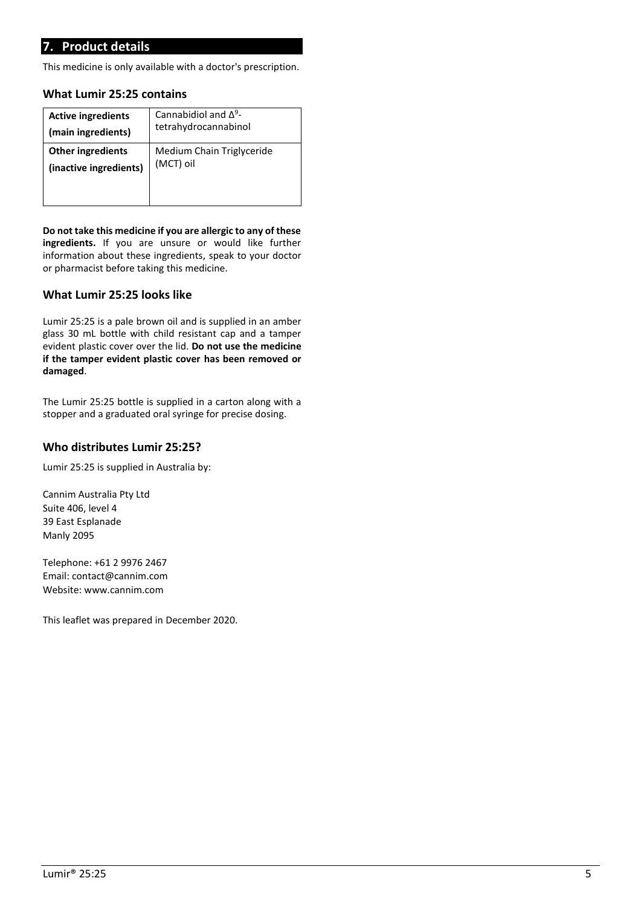## 7. Product details

This medicine is only available with a doctor's prescription.

### What Lumir 25:25 contains

| | |
|---|---|
| **Active ingredients (main ingredients)** | Cannabidiol and $\Delta^9$-tetrahydrocannabinol |
| **Other ingredients (inactive ingredients)** | Medium Chain Triglyceride (MCT) oil |

**Do not take this medicine if you are allergic to any of these ingredients.** If you are unsure or would like further information about these ingredients, speak to your doctor or pharmacist before taking this medicine.

### What Lumir 25:25 looks like

Lumir 25:25 is a pale brown oil and is supplied in an amber glass 30 mL bottle with child resistant cap and a tamper evident plastic cover over the lid. **Do not use the medicine if the tamper evident plastic cover has been removed or damaged**.

The Lumir 25:25 bottle is supplied in a carton along with a stopper and a graduated oral syringe for precise dosing.

### Who distributes Lumir 25:25?

Lumir 25:25 is supplied in Australia by:

Cannim Australia Pty Ltd
Suite 406, level 4
39 East Esplanade
Manly 2095

Telephone: +61 2 9976 2467
Email: contact@cannim.com
Website: www.cannim.com

This leaflet was prepared in December 2020.